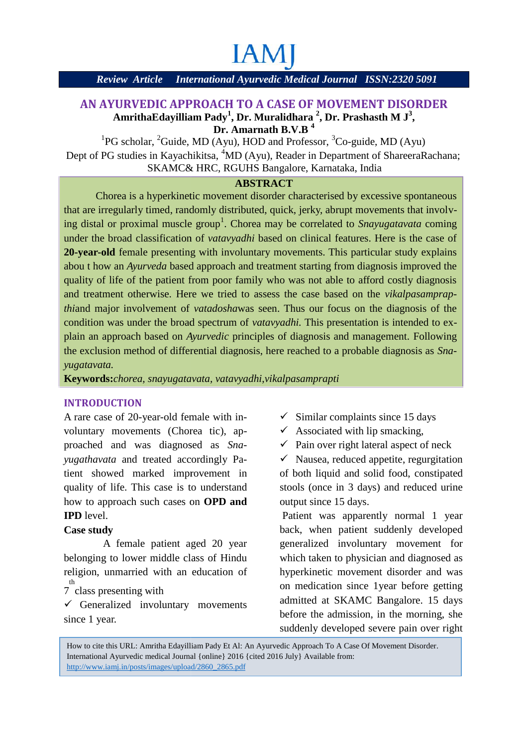IAMJ

*Review Article* *International Ayurvedic Medical Journal* *ISSN:2320 5091*

# AN AYURVEDIC APPROACH TO A CASE OF MOVEMENT DISORDER

**AmrithaEdayilliam Pady[1], Dr. Muralidhara [2], Dr. Prashasth M J[3], Dr. Amarnath B.V.B [4]**

[1]PG scholar, [2]Guide, MD (Ayu), HOD and Professor, [3]Co-guide, MD (Ayu)
Dept of PG studies in Kayachikitsa, [4]MD (Ayu), Reader in Department of ShareeraRachana; SKAMC& HRC, RGUHS Bangalore, Karnataka, India

## ABSTRACT

Chorea is a hyperkinetic movement disorder characterised by excessive spontaneous that are irregularly timed, randomly distributed, quick, jerky, abrupt movements that involving distal or proximal muscle group[1]. Chorea may be correlated to *Snayugatavata* coming under the broad classification of *vatavyadhi* based on clinical features. Here is the case of **20-year-old** female presenting with involuntary movements. This particular study explains abou t how an *Ayurveda* based approach and treatment starting from diagnosis improved the quality of life of the patient from poor family who was not able to afford costly diagnosis and treatment otherwise. Here we tried to assess the case based on the *vikalpasamprapthi*and major involvement of *vatadosha*was seen. Thus our focus on the diagnosis of the condition was under the broad spectrum of *vatavyadhi.* This presentation is intended to explain an approach based on *Ayurvedic* principles of diagnosis and management. Following the exclusion method of differential diagnosis, here reached to a probable diagnosis as *Snayugatavata.*

**Keywords:***chorea, snayugatavata, vatavyadhi,vikalpasamprapti*

## INTRODUCTION

A rare case of 20-year-old female with involuntary movements (Chorea tic), approached and was diagnosed as *Snayugathavata* and treated accordingly Patient showed marked improvement in quality of life. This case is to understand how to approach such cases on **OPD and IPD** level.

**Case study**

A female patient aged 20 year belonging to lower middle class of Hindu religion, unmarried with an education of 7th class presenting with

- ✓ Generalized involuntary movements since 1 year.
- ✓ Similar complaints since 15 days
- ✓ Associated with lip smacking,
- ✓ Pain over right lateral aspect of neck
- ✓ Nausea, reduced appetite, regurgitation of both liquid and solid food, constipated stools (once in 3 days) and reduced urine output since 15 days.

Patient was apparently normal 1 year back, when patient suddenly developed generalized involuntary movement for which taken to physician and diagnosed as hyperkinetic movement disorder and was on medication since 1year before getting admitted at SKAMC Bangalore. 15 days before the admission, in the morning, she suddenly developed severe pain over right

How to cite this URL: Amritha Edayilliam Pady Et Al: An Ayurvedic Approach To A Case Of Movement Disorder. International Ayurvedic medical Journal {online} 2016 {cited 2016 July} Available from: http://www.iamj.in/posts/images/upload/2860_2865.pdf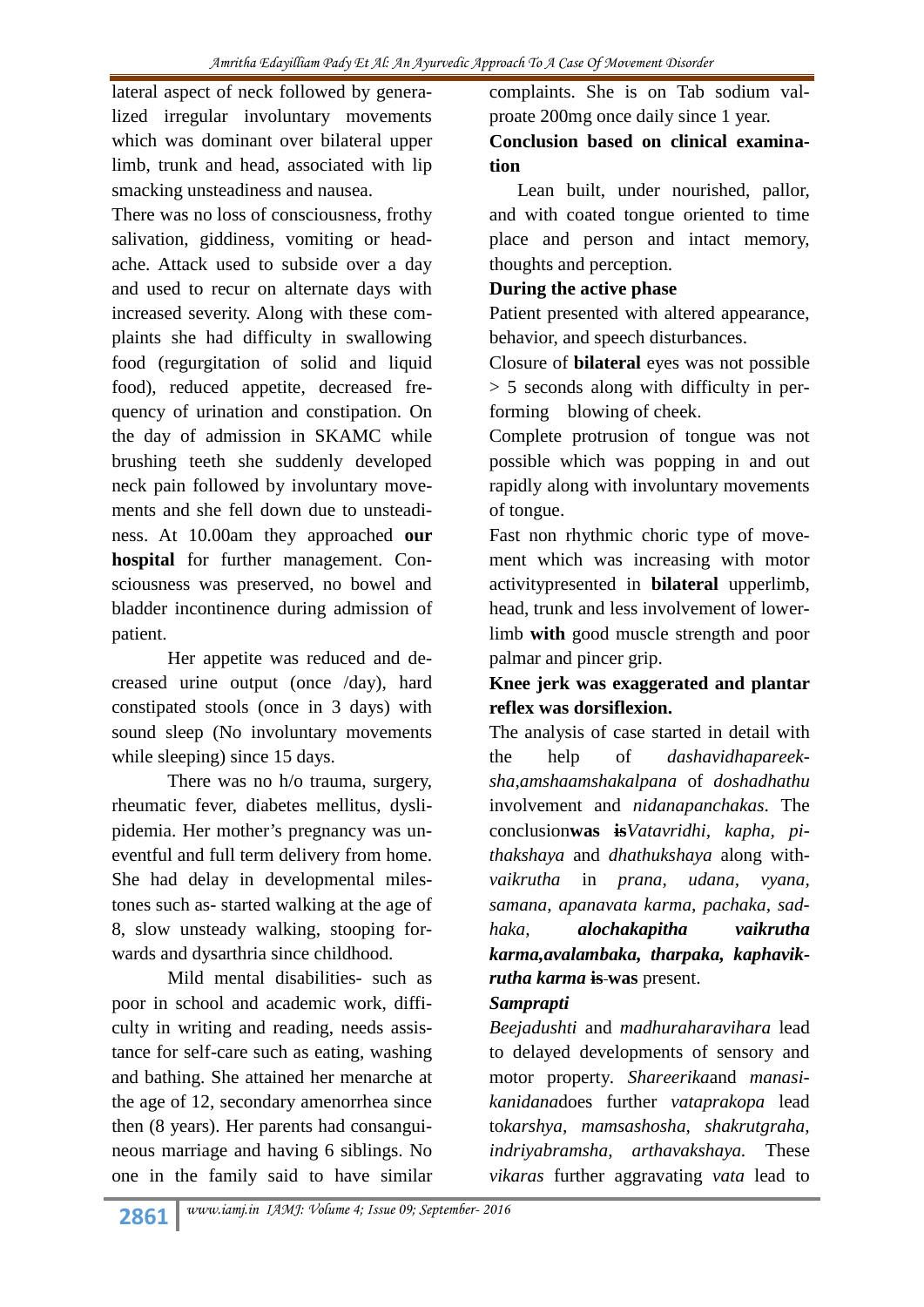lateral aspect of neck followed by generalized irregular involuntary movements which was dominant over bilateral upper limb, trunk and head, associated with lip smacking unsteadiness and nausea.

There was no loss of consciousness, frothy salivation, giddiness, vomiting or headache. Attack used to subside over a day and used to recur on alternate days with increased severity. Along with these complaints she had difficulty in swallowing food (regurgitation of solid and liquid food), reduced appetite, decreased frequency of urination and constipation. On the day of admission in SKAMC while brushing teeth she suddenly developed neck pain followed by involuntary movements and she fell down due to unsteadiness. At 10.00am they approached **our hospital** for further management. Consciousness was preserved, no bowel and bladder incontinence during admission of patient.

Her appetite was reduced and decreased urine output (once /day), hard constipated stools (once in 3 days) with sound sleep (No involuntary movements while sleeping) since 15 days.

There was no h/o trauma, surgery, rheumatic fever, diabetes mellitus, dyslipidemia. Her mother's pregnancy was uneventful and full term delivery from home. She had delay in developmental milestones such as- started walking at the age of 8, slow unsteady walking, stooping forwards and dysarthria since childhood.

Mild mental disabilities- such as poor in school and academic work, difficulty in writing and reading, needs assistance for self-care such as eating, washing and bathing. She attained her menarche at the age of 12, secondary amenorrhea since then (8 years). Her parents had consanguineous marriage and having 6 siblings. No one in the family said to have similar complaints. She is on Tab sodium valproate 200mg once daily since 1 year.

**Conclusion based on clinical examination**

Lean built, under nourished, pallor, and with coated tongue oriented to time place and person and intact memory, thoughts and perception.

**During the active phase**

Patient presented with altered appearance, behavior, and speech disturbances.

Closure of **bilateral** eyes was not possible > 5 seconds along with difficulty in performing blowing of cheek.

Complete protrusion of tongue was not possible which was popping in and out rapidly along with involuntary movements of tongue.

Fast non rhythmic choric type of movement which was increasing with motor activitypresented in **bilateral** upperlimb, head, trunk and less involvement of lowerlimb **with** good muscle strength and poor palmar and pincer grip.

**Knee jerk was exaggerated and plantar reflex was dorsiflexion.**

The analysis of case started in detail with the help of *dashavidhapareeksha,amshaamshakalpana* of *doshadhathu* involvement and *nidanapanchakas*. The conclusion**was** ~~is~~*Vatavridhi, kapha, pithakshaya* and *dhathukshaya* alongwith*vaikrutha* in *prana, udana, vyana, samana, apanavata karma, pachaka, sadhaka,* ***alochakapitha vaikrutha karma,avalambaka, tharpaka, kaphavikrutha karma*** ~~is~~ **was** present.

***Samprapti***

*Beejadushti* and *madhuraharavihara* lead to delayed developments of sensory and motor property. *Shareerika*and *manasikanidana*does further *vataprakopa* lead to*karshya, mamsashosha, shakrutgraha, indriyabramsha, arthavakshaya.* These *vikaras* further aggravating *vata* lead to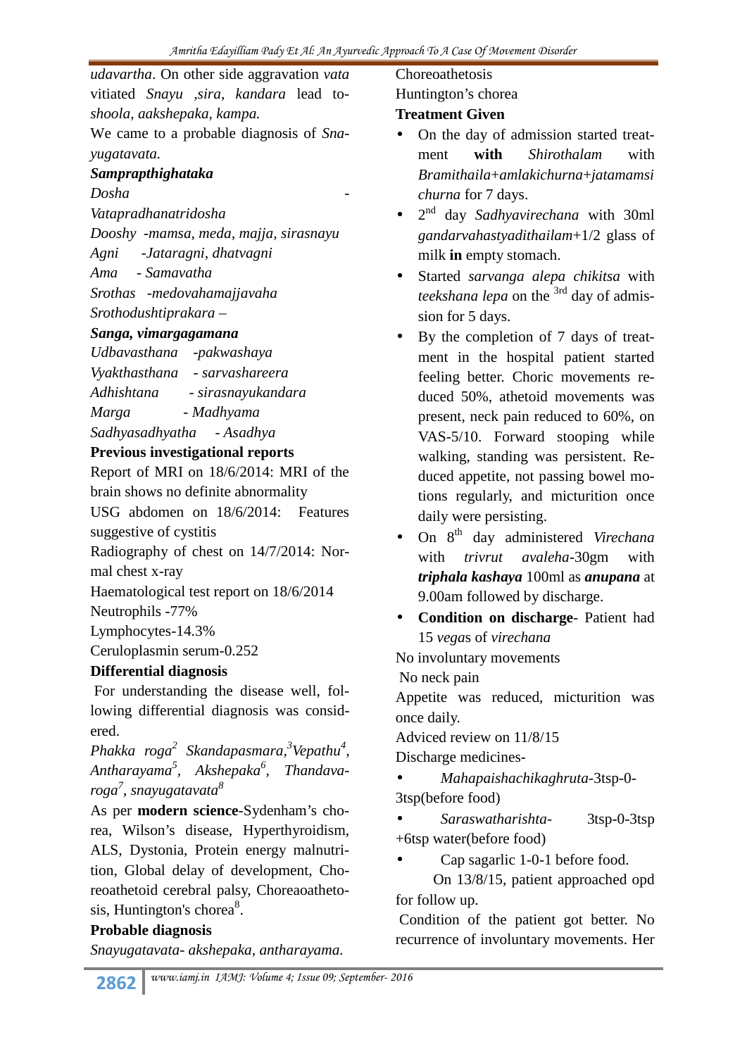*udavartha*. On other side aggravation *vata* vitiated *Snayu ,sira, kandara* lead to- *shoola, aakshepaka, kampa.*

We came to a probable diagnosis of *Snayugatavata.*

***Samprapthighataka***

*Dosha* - *Vatapradhanatridosha*

*Dooshy -mamsa, meda, majja, sirasnayu*

*Agni -Jataragni, dhatvagni*

*Ama - Samavatha*

*Srothas -medovahamajjavaha*

*Srothodushtiprakara –*

***Sanga, vimargagamana***

*Udbavasthana -pakwashaya*

*Vyakthasthana - sarvashareera*

*Adhishtana - sirasnayukandara*

*Marga - Madhyama*

*Sadhyasadhyatha - Asadhya*

**Previous investigational reports**

Report of MRI on 18/6/2014: MRI of the brain shows no definite abnormality

USG abdomen on 18/6/2014: Features suggestive of cystitis

Radiography of chest on 14/7/2014: Normal chest x-ray

Haematological test report on 18/6/2014

Neutrophils -77%

Lymphocytes-14.3%

Ceruloplasmin serum-0.252

**Differential diagnosis**

For understanding the disease well, following differential diagnosis was considered.

*Phakka roga*[2] *Skandapasmara,*[3]*Vepathu*[4]*, Antharayama*[5]*, Akshepaka*[6]*, Thandavaroga*[7]*, snayugatavata*[8]

As per **modern science**-Sydenham's chorea, Wilson's disease, Hyperthyroidism, ALS, Dystonia, Protein energy malnutrition, Global delay of development, Choreoathetoid cerebral palsy, Choreoathetosis, Huntington's chorea[8].

**Probable diagnosis**

*Snayugatavata- akshepaka, antharayama.*

Choreoathetosis

Huntington's chorea

**Treatment Given**

- On the day of admission started treatment **with** *Shirothalam* with *Bramithaila+amlakichurna+jatamamsi churna* for 7 days.
- 2nd day *Sadhyavirechana* with 30ml *gandarvahastyadithailam*+1/2 glass of milk **in** empty stomach.
- Started *sarvanga alepa chikitsa* with *teekshana lepa* on the 3rd day of admission for 5 days.
- By the completion of 7 days of treatment in the hospital patient started feeling better. Choric movements reduced 50%, athetoid movements was present, neck pain reduced to 60%, on VAS-5/10. Forward stooping while walking, standing was persistent. Reduced appetite, not passing bowel motions regularly, and micturition once daily were persisting.
- On 8th day administered *Virechana* with *trivrut avaleha*-30gm with ***triphala kashaya*** 100ml as ***anupana*** at 9.00am followed by discharge.
- **Condition on discharge**- Patient had 15 *vega*s of *virechana*

No involuntary movements

No neck pain

Appetite was reduced, micturition was once daily.

Adviced review on 11/8/15

Discharge medicines-

- *Mahapaishachikaghruta*-3tsp-0-3tsp(before food)
- *Saraswatharishta-* 3tsp-0-3tsp +6tsp water(before food)
- Cap sagarlic 1-0-1 before food.

On 13/8/15, patient approached opd for follow up.

Condition of the patient got better. No recurrence of involuntary movements. Her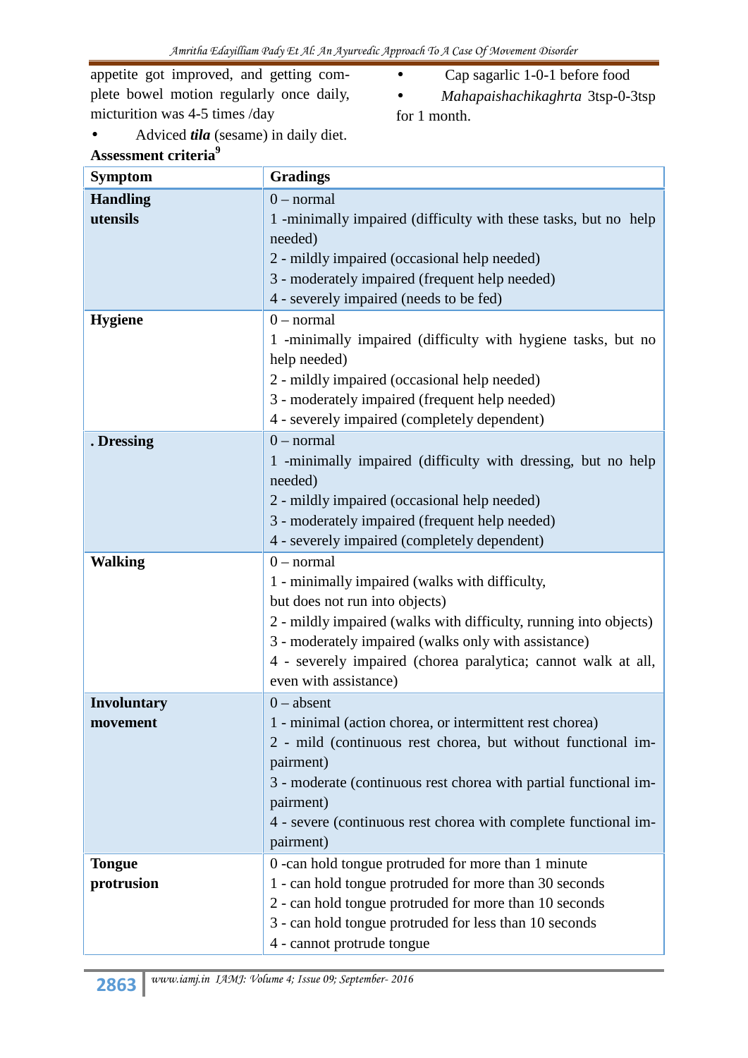appetite got improved, and getting complete bowel motion regularly once daily, micturition was 4-5 times /day

- Adviced ***tila*** (sesame) in daily diet.

- Cap sagarlic 1-0-1 before food
- *Mahapaishachikaghrta* 3tsp-0-3tsp for 1 month.

**Assessment criteria**[9]

| Symptom | Gradings |
|---|---|
| **Handling utensils** | 0 – normal<br>1 -minimally impaired (difficulty with these tasks, but no help needed)<br>2 - mildly impaired (occasional help needed)<br>3 - moderately impaired (frequent help needed)<br>4 - severely impaired (needs to be fed) |
| **Hygiene** | 0 – normal<br>1 -minimally impaired (difficulty with hygiene tasks, but no help needed)<br>2 - mildly impaired (occasional help needed)<br>3 - moderately impaired (frequent help needed)<br>4 - severely impaired (completely dependent) |
| **. Dressing** | 0 – normal<br>1 -minimally impaired (difficulty with dressing, but no help needed)<br>2 - mildly impaired (occasional help needed)<br>3 - moderately impaired (frequent help needed)<br>4 - severely impaired (completely dependent) |
| **Walking** | 0 – normal<br>1 - minimally impaired (walks with difficulty, but does not run into objects)<br>2 - mildly impaired (walks with difficulty, running into objects)<br>3 - moderately impaired (walks only with assistance)<br>4 - severely impaired (chorea paralytica; cannot walk at all, even with assistance) |
| **Involuntary movement** | 0 – absent<br>1 - minimal (action chorea, or intermittent rest chorea)<br>2 - mild (continuous rest chorea, but without functional impairment)<br>3 - moderate (continuous rest chorea with partial functional impairment)<br>4 - severe (continuous rest chorea with complete functional impairment) |
| **Tongue protrusion** | 0 -can hold tongue protruded for more than 1 minute<br>1 - can hold tongue protruded for more than 30 seconds<br>2 - can hold tongue protruded for more than 10 seconds<br>3 - can hold tongue protruded for less than 10 seconds<br>4 - cannot protrude tongue |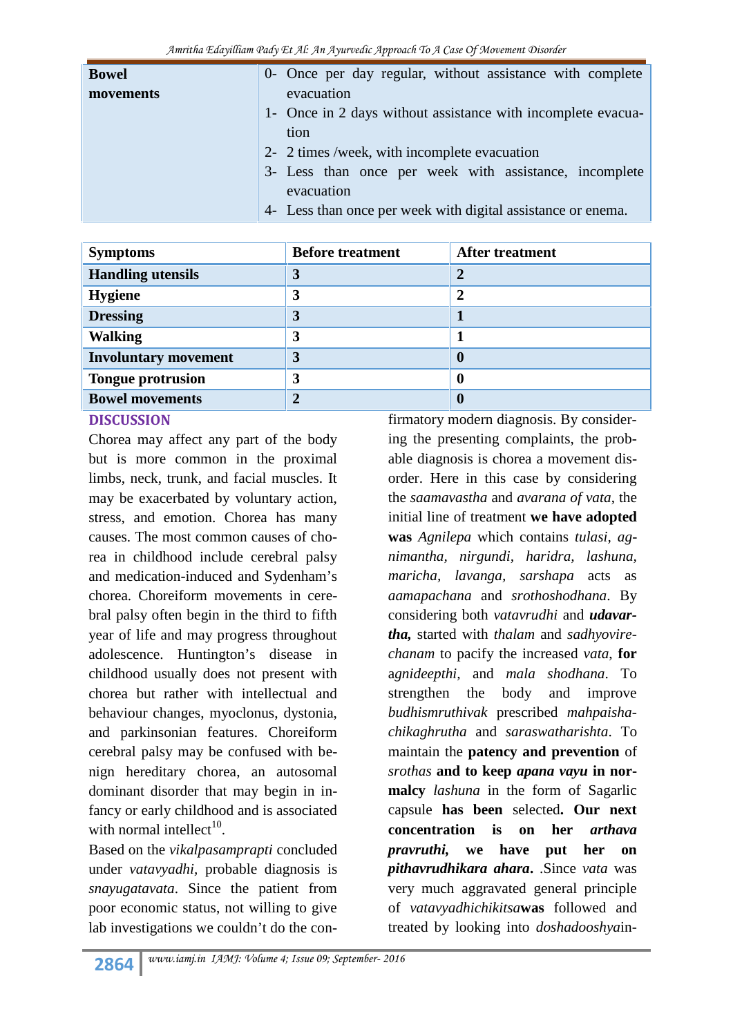| **Bowel movements** | 0- Once per day regular, without assistance with complete evacuation<br>1- Once in 2 days without assistance with incomplete evacuation<br>2- 2 times /week, with incomplete evacuation<br>3- Less than once per week with assistance, incomplete evacuation<br>4- Less than once per week with digital assistance or enema. |
|---|---|

| Symptoms | Before treatment | After treatment |
|---|---|---|
| **Handling utensils** | **3** | **2** |
| **Hygiene** | **3** | **2** |
| **Dressing** | **3** | **1** |
| **Walking** | **3** | **1** |
| **Involuntary movement** | **3** | **0** |
| **Tongue protrusion** | **3** | **0** |
| **Bowel movements** | **2** | **0** |

## DISCUSSION

Chorea may affect any part of the body but is more common in the proximal limbs, neck, trunk, and facial muscles. It may be exacerbated by voluntary action, stress, and emotion. Chorea has many causes. The most common causes of chorea in childhood include cerebral palsy and medication-induced and Sydenham's chorea. Choreiform movements in cerebral palsy often begin in the third to fifth year of life and may progress throughout adolescence. Huntington's disease in childhood usually does not present with chorea but rather with intellectual and behaviour changes, myoclonus, dystonia, and parkinsonian features. Choreiform cerebral palsy may be confused with benign hereditary chorea, an autosomal dominant disorder that may begin in infancy or early childhood and is associated with normal intellect[10].

Based on the *vikalpasamprapti* concluded under *vatavyadhi*, probable diagnosis is *snayugatavata*. Since the patient from poor economic status, not willing to give lab investigations we couldn't do the confirmatory modern diagnosis. By considering the presenting complaints, the probable diagnosis is chorea a movement disorder. Here in this case by considering the *saamavastha* and *avarana of vata*, the initial line of treatment **we have adopted was** *Agnilepa* which contains *tulasi, agnimantha, nirgundi, haridra, lashuna, maricha, lavanga, sarshapa* acts as *aamapachana* and *srothoshodhana*. By considering both *vatavrudhi* and ***udavartha,*** started with *thalam* and *sadhyovirechanam* to pacify the increased *vata*, **for** *agnideepthi*, and *mala shodhana*. To strengthen the body and improve *budhismruthivak* prescribed *mahpaishachikaghrutha* and *saraswatharishta*. To maintain the **patency and prevention** of *srothas* **and to keep *apana vayu* in normalcy** *lashuna* in the form of Sagarlic capsule **has been** selected**. Our next concentration is on her *arthava pravruthi,* we have put her on *pithavrudhikara ahara***. .Since *vata* was very much aggravated general principle of *vatavyadhichikitsa***was** followed and treated by looking into *doshadooshya*in-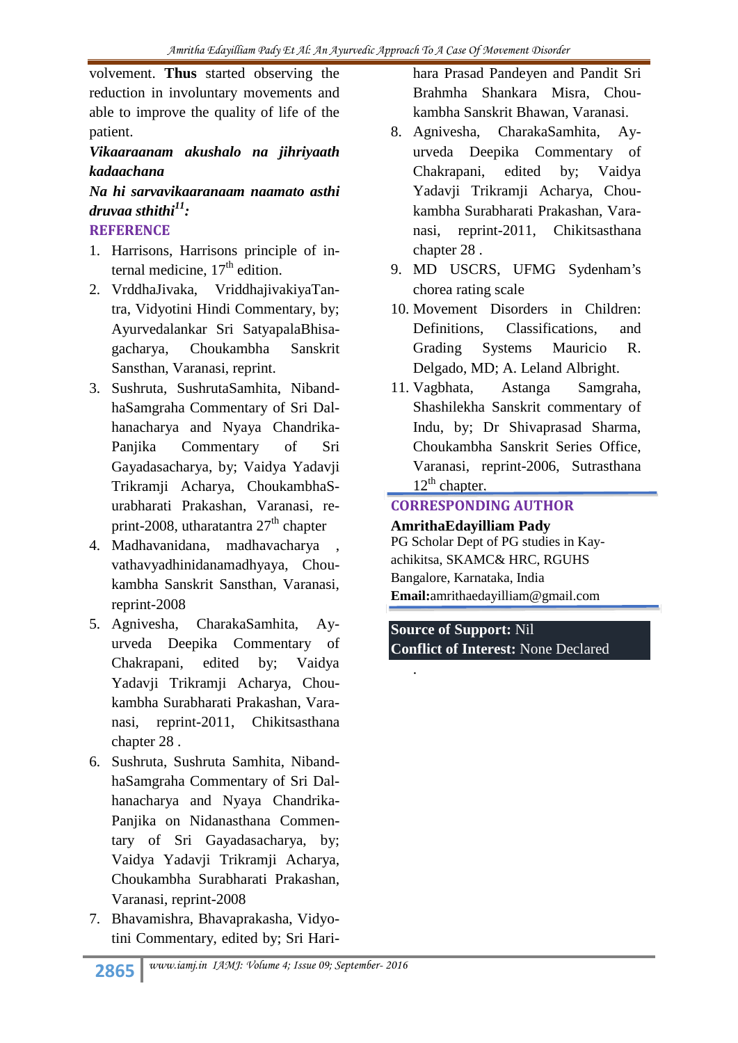volvement. **Thus** started observing the reduction in involuntary movements and able to improve the quality of life of the patient.

***Vikaaraanam akushalo na jihriyaath kadaachana***

***Na hi sarvavikaaranaam naamato asthi druvaa sthithi[11]:***

## REFERENCE

1. Harrisons, Harrisons principle of internal medicine, 17th edition.
2. VrddhaJivaka, VriddhajivakiyaTantra, Vidyotini Hindi Commentary, by; Ayurvedalankar Sri SatyapalaBhisagacharya, Choukambha Sanskrit Sansthan, Varanasi, reprint.
3. Sushruta, SushrutaSamhita, NibandhaSamgraha Commentary of Sri Dalhanacharya and Nyaya Chandrika-Panjika Commentary of Sri Gayadasacharya, by; Vaidya Yadavji Trikramji Acharya, ChoukambhaSurabharati Prakashan, Varanasi, reprint-2008, utharatantra 27th chapter
4. Madhavanidana, madhavacharya , vathavyadhinidanamadhyaya, Choukambha Sanskrit Sansthan, Varanasi, reprint-2008
5. Agnivesha, CharakaSamhita, Ayurveda Deepika Commentary of Chakrapani, edited by; Vaidya Yadavji Trikramji Acharya, Choukambha Surabharati Prakashan, Varanasi, reprint-2011, Chikitsasthana chapter 28 .
6. Sushruta, Sushruta Samhita, NibandhaSamgraha Commentary of Sri Dalhanacharya and Nyaya Chandrika-Panjika on Nidanasthana Commentary of Sri Gayadasacharya, by; Vaidya Yadavji Trikramji Acharya, Choukambha Surabharati Prakashan, Varanasi, reprint-2008
7. Bhavamishra, Bhavaprakasha, Vidyotini Commentary, edited by; Sri Harihara Prasad Pandeyen and Pandit Sri Brahmha Shankara Misra, Choukambha Sanskrit Bhawan, Varanasi.
8. Agnivesha, CharakaSamhita, Ayurveda Deepika Commentary of Chakrapani, edited by; Vaidya Yadavji Trikramji Acharya, Choukambha Surabharati Prakashan, Varanasi, reprint-2011, Chikitsasthana chapter 28 .
9. MD USCRS, UFMG Sydenham's chorea rating scale
10. Movement Disorders in Children: Definitions, Classifications, and Grading Systems Mauricio R. Delgado, MD; A. Leland Albright.
11. Vagbhata, Astanga Samgraha, Shashilekha Sanskrit commentary of Indu, by; Dr Shivaprasad Sharma, Choukambha Sanskrit Series Office, Varanasi, reprint-2006, Sutrasthana 12th chapter.

## CORRESPONDING AUTHOR

**AmrithaEdayilliam Pady**
PG Scholar Dept of PG studies in Kayachikitsa, SKAMC& HRC, RGUHS Bangalore, Karnataka, India
**Email:**amrithaedayilliam@gmail.com

**Source of Support:** Nil
**Conflict of Interest:** None Declared